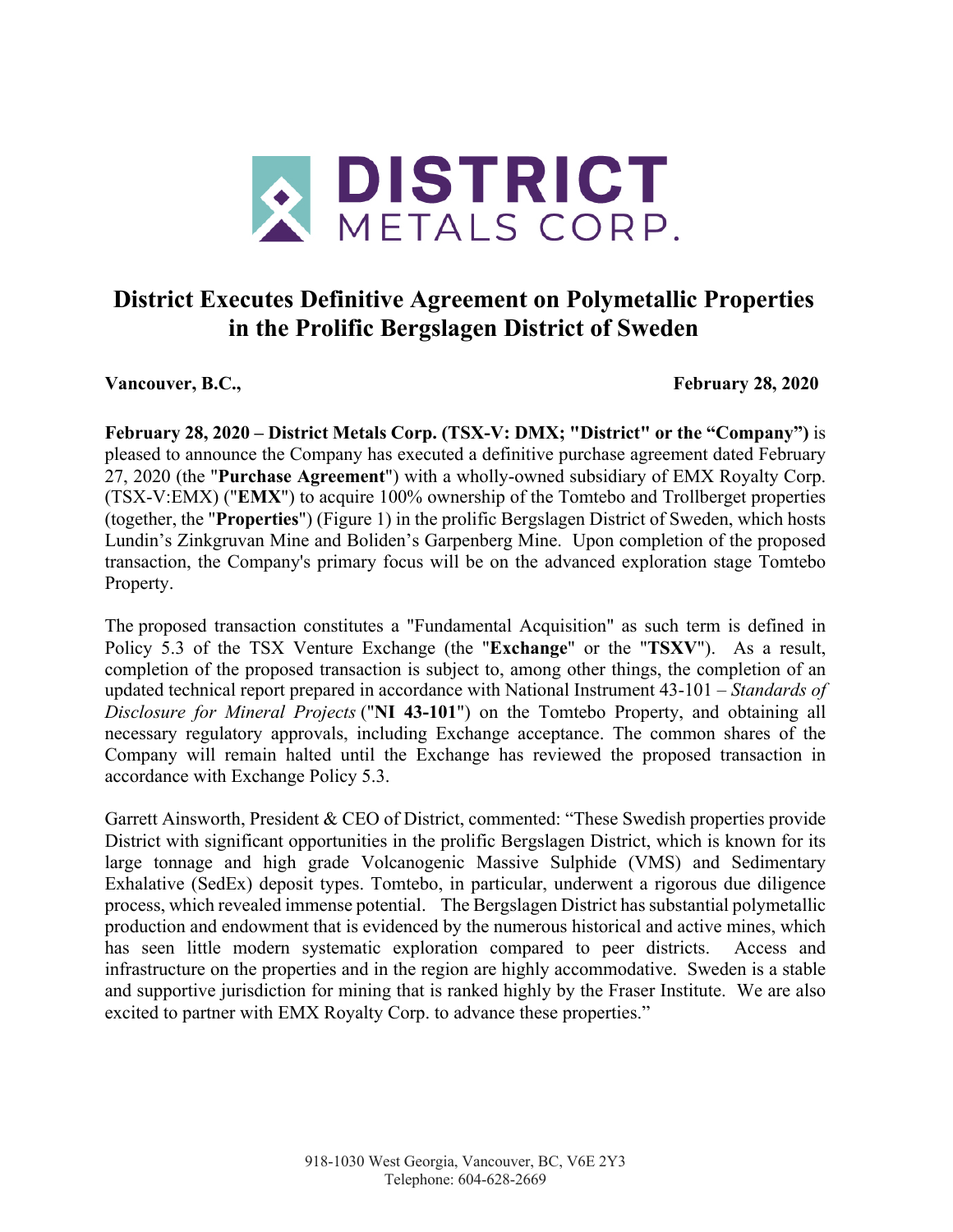# District Executes Definitive Agreement on Polymetallic Properties in the Prolific Bergslagen District of Sweden

**Vancouver, B.C., February 28, 2020**

**February 28, 2020 – District Metals Corp. (TSX-V: DMX; "District" or the "Company")** is pleased to announce the Company has executed a definitive purchase agreement dated February 27, 2020 (the "**Purchase Agreement**") with a wholly-owned subsidiary of EMX Royalty Corp. (TSX-V:EMX) ("**EMX**") to acquire 100% ownership of the Tomtebo and Trollberget properties (together, the "**Properties**") (Figure 1) in the prolific Bergslagen District of Sweden, which hosts Lundin's Zinkgruvan Mine and Boliden's Garpenberg Mine. Upon completion of the proposed transaction, the Company's primary focus will be on the advanced exploration stage Tomtebo Property.

The proposed transaction constitutes a "Fundamental Acquisition" as such term is defined in Policy 5.3 of the TSX Venture Exchange (the "**Exchange**" or the "**TSXV**"). As a result, completion of the proposed transaction is subject to, among other things, the completion of an updated technical report prepared in accordance with National Instrument 43-101 – *Standards of Disclosure for Mineral Projects* ("**NI 43-101**") on the Tomtebo Property, and obtaining all necessary regulatory approvals, including Exchange acceptance. The common shares of the Company will remain halted until the Exchange has reviewed the proposed transaction in accordance with Exchange Policy 5.3.

Garrett Ainsworth, President & CEO of District, commented: "These Swedish properties provide District with significant opportunities in the prolific Bergslagen District, which is known for its large tonnage and high grade Volcanogenic Massive Sulphide (VMS) and Sedimentary Exhalative (SedEx) deposit types. Tomtebo, in particular, underwent a rigorous due diligence process, which revealed immense potential. The Bergslagen District has substantial polymetallic production and endowment that is evidenced by the numerous historical and active mines, which has seen little modern systematic exploration compared to peer districts. Access and infrastructure on the properties and in the region are highly accommodative. Sweden is a stable and supportive jurisdiction for mining that is ranked highly by the Fraser Institute. We are also excited to partner with EMX Royalty Corp. to advance these properties."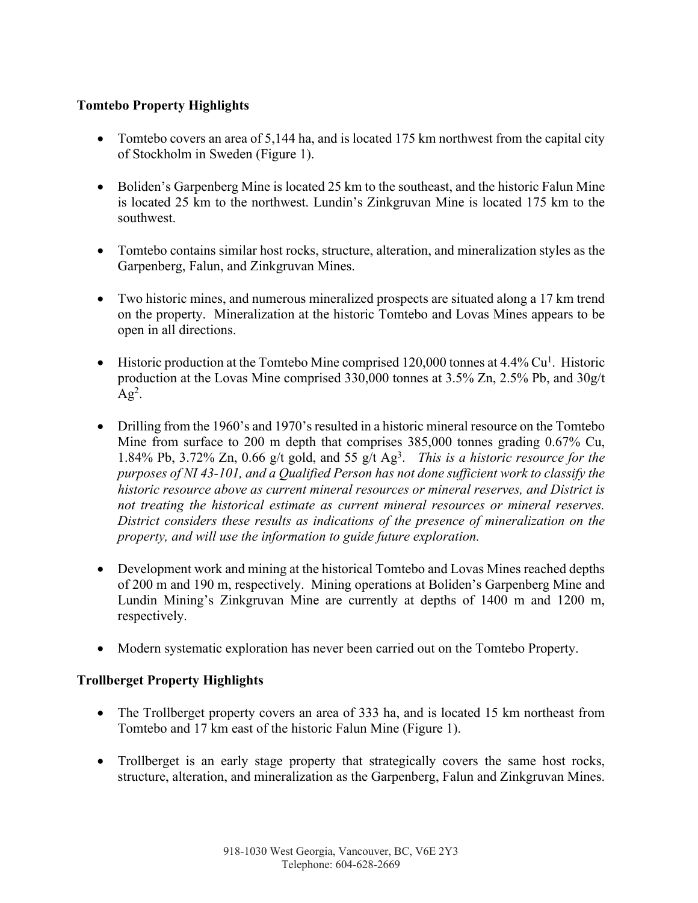**Tomtebo Property Highlights**

- Tomtebo covers an area of 5,144 ha, and is located 175 km northwest from the capital city of Stockholm in Sweden (Figure 1).

- Boliden's Garpenberg Mine is located 25 km to the southeast, and the historic Falun Mine is located 25 km to the northwest. Lundin's Zinkgruvan Mine is located 175 km to the southwest.

- Tomtebo contains similar host rocks, structure, alteration, and mineralization styles as the Garpenberg, Falun, and Zinkgruvan Mines.

- Two historic mines, and numerous mineralized prospects are situated along a 17 km trend on the property. Mineralization at the historic Tomtebo and Lovas Mines appears to be open in all directions.

- Historic production at the Tomtebo Mine comprised 120,000 tonnes at 4.4% Cu[1]. Historic production at the Lovas Mine comprised 330,000 tonnes at 3.5% Zn, 2.5% Pb, and 30g/t Ag[2].

- Drilling from the 1960's and 1970's resulted in a historic mineral resource on the Tomtebo Mine from surface to 200 m depth that comprises 385,000 tonnes grading 0.67% Cu, 1.84% Pb, 3.72% Zn, 0.66 g/t gold, and 55 g/t Ag[3]. *This is a historic resource for the purposes of NI 43-101, and a Qualified Person has not done sufficient work to classify the historic resource above as current mineral resources or mineral reserves, and District is not treating the historical estimate as current mineral resources or mineral reserves. District considers these results as indications of the presence of mineralization on the property, and will use the information to guide future exploration.*

- Development work and mining at the historical Tomtebo and Lovas Mines reached depths of 200 m and 190 m, respectively. Mining operations at Boliden's Garpenberg Mine and Lundin Mining's Zinkgruvan Mine are currently at depths of 1400 m and 1200 m, respectively.

- Modern systematic exploration has never been carried out on the Tomtebo Property.

**Trollberget Property Highlights**

- The Trollberget property covers an area of 333 ha, and is located 15 km northeast from Tomtebo and 17 km east of the historic Falun Mine (Figure 1).

- Trollberget is an early stage property that strategically covers the same host rocks, structure, alteration, and mineralization as the Garpenberg, Falun and Zinkgruvan Mines.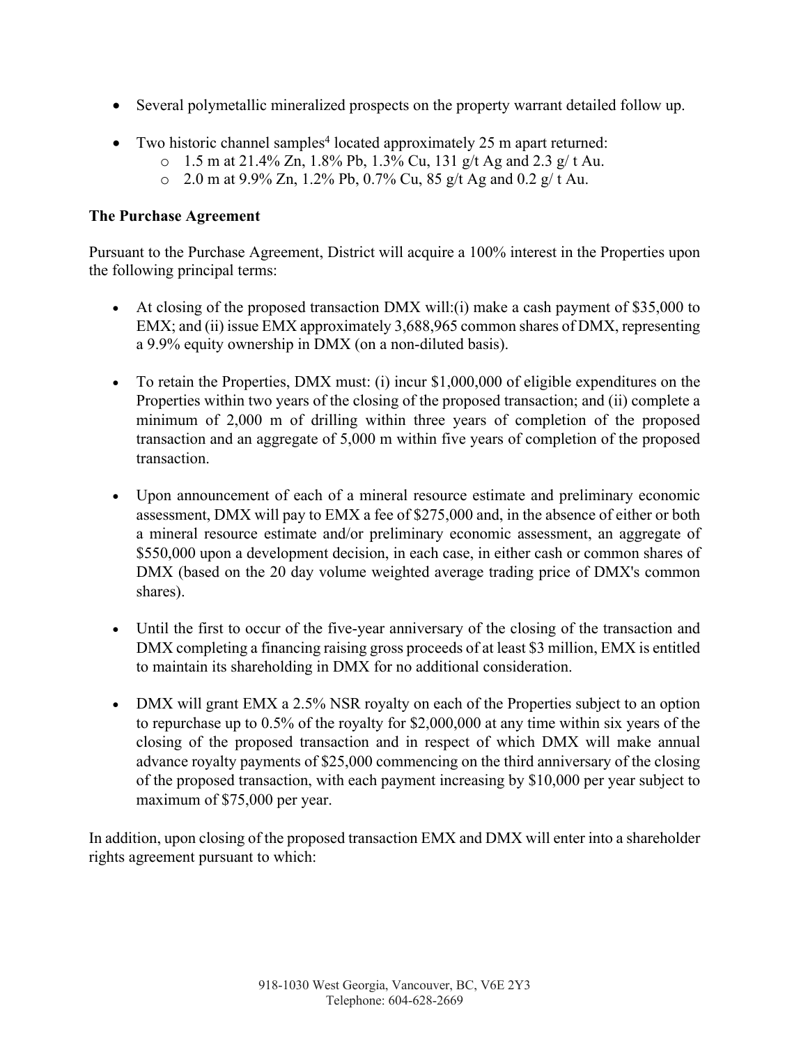- Several polymetallic mineralized prospects on the property warrant detailed follow up.

- Two historic channel samples[4] located approximately 25 m apart returned:
  - 1.5 m at 21.4% Zn, 1.8% Pb, 1.3% Cu, 131 g/t Ag and 2.3 g/ t Au.
  - 2.0 m at 9.9% Zn, 1.2% Pb, 0.7% Cu, 85 g/t Ag and 0.2 g/ t Au.

**The Purchase Agreement**

Pursuant to the Purchase Agreement, District will acquire a 100% interest in the Properties upon the following principal terms:

- At closing of the proposed transaction DMX will:(i) make a cash payment of $35,000 to EMX; and (ii) issue EMX approximately 3,688,965 common shares of DMX, representing a 9.9% equity ownership in DMX (on a non-diluted basis).

- To retain the Properties, DMX must: (i) incur $1,000,000 of eligible expenditures on the Properties within two years of the closing of the proposed transaction; and (ii) complete a minimum of 2,000 m of drilling within three years of completion of the proposed transaction and an aggregate of 5,000 m within five years of completion of the proposed transaction.

- Upon announcement of each of a mineral resource estimate and preliminary economic assessment, DMX will pay to EMX a fee of $275,000 and, in the absence of either or both a mineral resource estimate and/or preliminary economic assessment, an aggregate of $550,000 upon a development decision, in each case, in either cash or common shares of DMX (based on the 20 day volume weighted average trading price of DMX's common shares).

- Until the first to occur of the five-year anniversary of the closing of the transaction and DMX completing a financing raising gross proceeds of at least $3 million, EMX is entitled to maintain its shareholding in DMX for no additional consideration.

- DMX will grant EMX a 2.5% NSR royalty on each of the Properties subject to an option to repurchase up to 0.5% of the royalty for $2,000,000 at any time within six years of the closing of the proposed transaction and in respect of which DMX will make annual advance royalty payments of $25,000 commencing on the third anniversary of the closing of the proposed transaction, with each payment increasing by $10,000 per year subject to maximum of $75,000 per year.

In addition, upon closing of the proposed transaction EMX and DMX will enter into a shareholder rights agreement pursuant to which: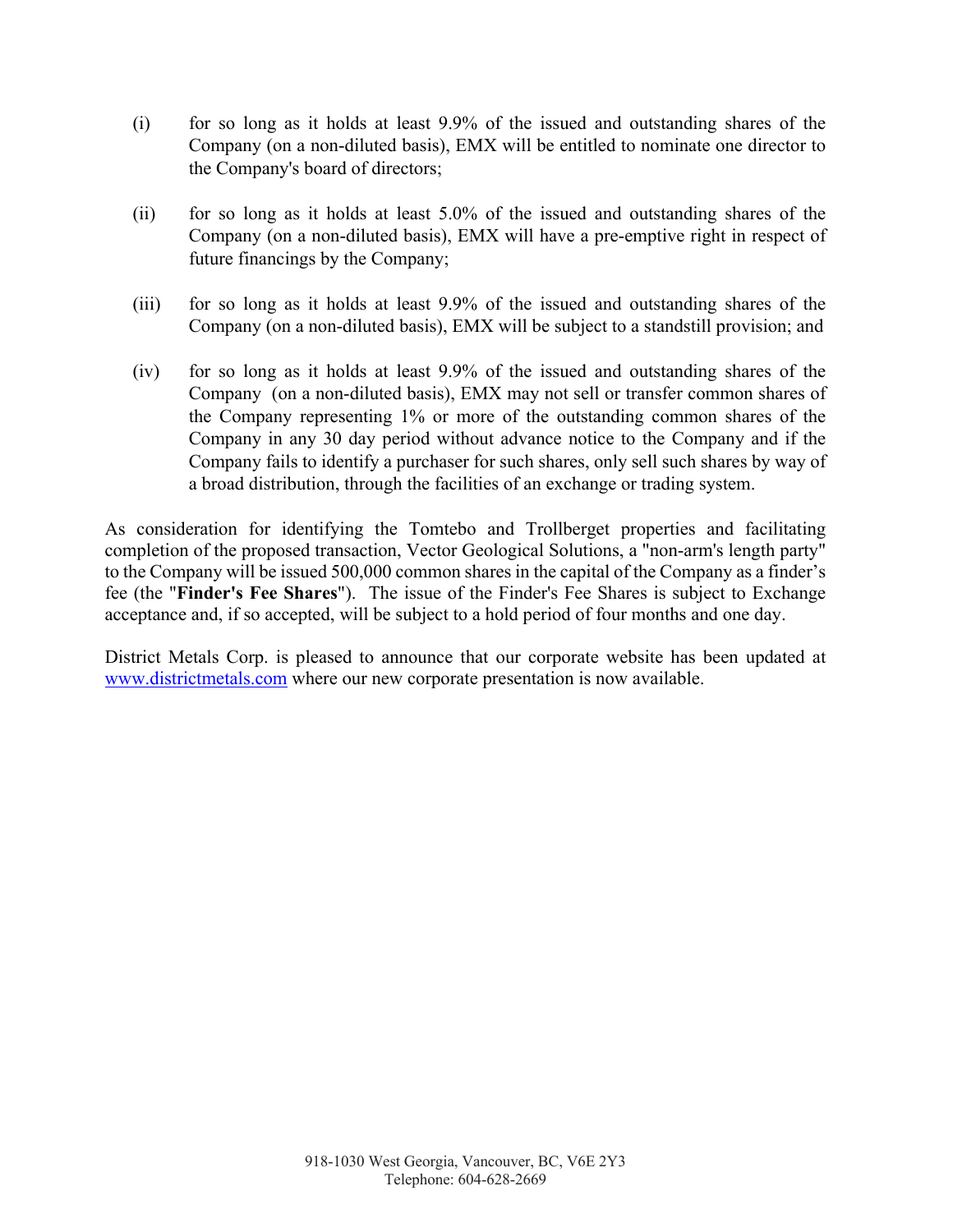(i) for so long as it holds at least 9.9% of the issued and outstanding shares of the Company (on a non-diluted basis), EMX will be entitled to nominate one director to the Company's board of directors;

(ii) for so long as it holds at least 5.0% of the issued and outstanding shares of the Company (on a non-diluted basis), EMX will have a pre-emptive right in respect of future financings by the Company;

(iii) for so long as it holds at least 9.9% of the issued and outstanding shares of the Company (on a non-diluted basis), EMX will be subject to a standstill provision; and

(iv) for so long as it holds at least 9.9% of the issued and outstanding shares of the Company (on a non-diluted basis), EMX may not sell or transfer common shares of the Company representing 1% or more of the outstanding common shares of the Company in any 30 day period without advance notice to the Company and if the Company fails to identify a purchaser for such shares, only sell such shares by way of a broad distribution, through the facilities of an exchange or trading system.

As consideration for identifying the Tomtebo and Trollberget properties and facilitating completion of the proposed transaction, Vector Geological Solutions, a "non-arm's length party" to the Company will be issued 500,000 common shares in the capital of the Company as a finder's fee (the "**Finder's Fee Shares**"). The issue of the Finder's Fee Shares is subject to Exchange acceptance and, if so accepted, will be subject to a hold period of four months and one day.

District Metals Corp. is pleased to announce that our corporate website has been updated at [www.districtmetals.com](http://www.districtmetals.com) where our new corporate presentation is now available.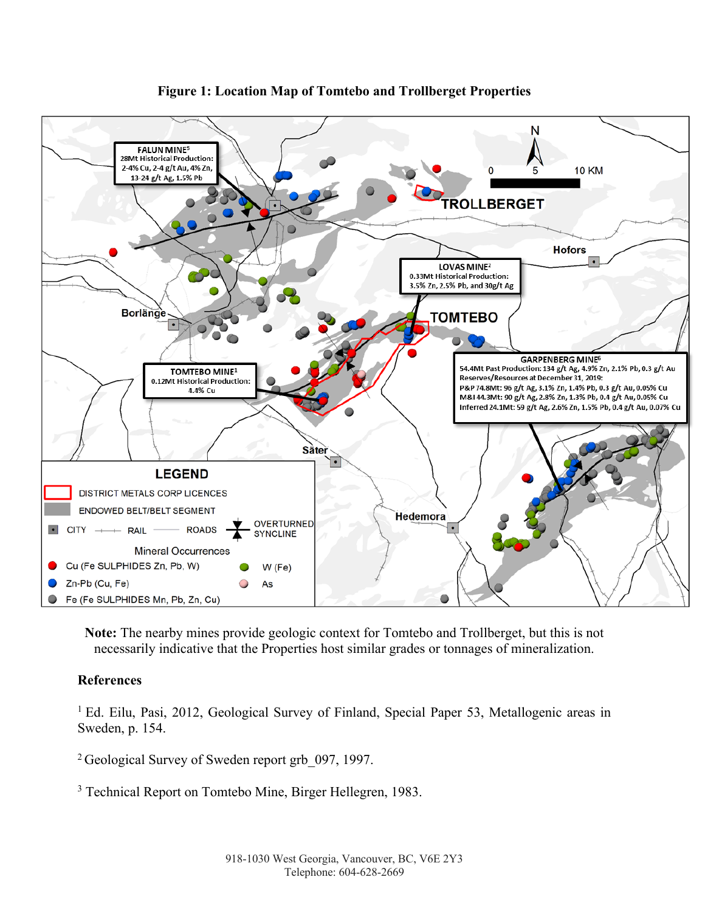**Figure 1: Location Map of Tomtebo and Trollberget Properties**

**Note:** The nearby mines provide geologic context for Tomtebo and Trollberget, but this is not necessarily indicative that the Properties host similar grades or tonnages of mineralization.

**References**

[1] Ed. Eilu, Pasi, 2012, Geological Survey of Finland, Special Paper 53, Metallogenic areas in Sweden, p. 154.

[2] Geological Survey of Sweden report grb_097, 1997.

[3] Technical Report on Tomtebo Mine, Birger Hellegren, 1983.

918-1030 West Georgia, Vancouver, BC, V6E 2Y3
Telephone: 604-628-2669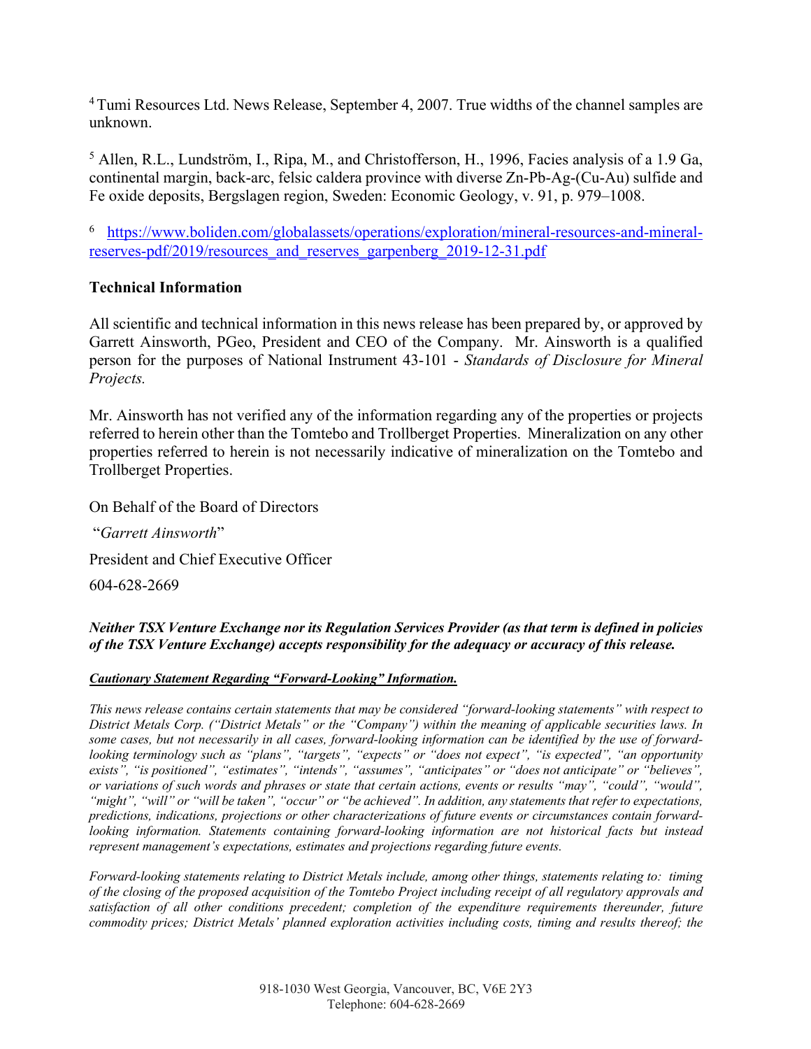[4] Tumi Resources Ltd. News Release, September 4, 2007. True widths of the channel samples are unknown.

[5] Allen, R.L., Lundström, I., Ripa, M., and Christofferson, H., 1996, Facies analysis of a 1.9 Ga, continental margin, back-arc, felsic caldera province with diverse Zn-Pb-Ag-(Cu-Au) sulfide and Fe oxide deposits, Bergslagen region, Sweden: Economic Geology, v. 91, p. 979–1008.

[6] https://www.boliden.com/globalassets/operations/exploration/mineral-resources-and-mineral-reserves-pdf/2019/resources_and_reserves_garpenberg_2019-12-31.pdf

## Technical Information

All scientific and technical information in this news release has been prepared by, or approved by Garrett Ainsworth, PGeo, President and CEO of the Company. Mr. Ainsworth is a qualified person for the purposes of National Instrument 43-101 - *Standards of Disclosure for Mineral Projects.*

Mr. Ainsworth has not verified any of the information regarding any of the properties or projects referred to herein other than the Tomtebo and Trollberget Properties. Mineralization on any other properties referred to herein is not necessarily indicative of mineralization on the Tomtebo and Trollberget Properties.

On Behalf of the Board of Directors

"*Garrett Ainsworth*"

President and Chief Executive Officer

604-628-2669

***Neither TSX Venture Exchange nor its Regulation Services Provider (as that term is defined in policies of the TSX Venture Exchange) accepts responsibility for the adequacy or accuracy of this release.***

***Cautionary Statement Regarding "Forward-Looking" Information.***

*This news release contains certain statements that may be considered "forward-looking statements" with respect to District Metals Corp. ("District Metals" or the "Company") within the meaning of applicable securities laws. In some cases, but not necessarily in all cases, forward-looking information can be identified by the use of forward-looking terminology such as "plans", "targets", "expects" or "does not expect", "is expected", "an opportunity exists", "is positioned", "estimates", "intends", "assumes", "anticipates" or "does not anticipate" or "believes", or variations of such words and phrases or state that certain actions, events or results "may", "could", "would", "might", "will" or "will be taken", "occur" or "be achieved". In addition, any statements that refer to expectations, predictions, indications, projections or other characterizations of future events or circumstances contain forward-looking information. Statements containing forward-looking information are not historical facts but instead represent management's expectations, estimates and projections regarding future events.*

*Forward-looking statements relating to District Metals include, among other things, statements relating to: timing of the closing of the proposed acquisition of the Tomtebo Project including receipt of all regulatory approvals and satisfaction of all other conditions precedent; completion of the expenditure requirements thereunder, future commodity prices; District Metals' planned exploration activities including costs, timing and results thereof; the*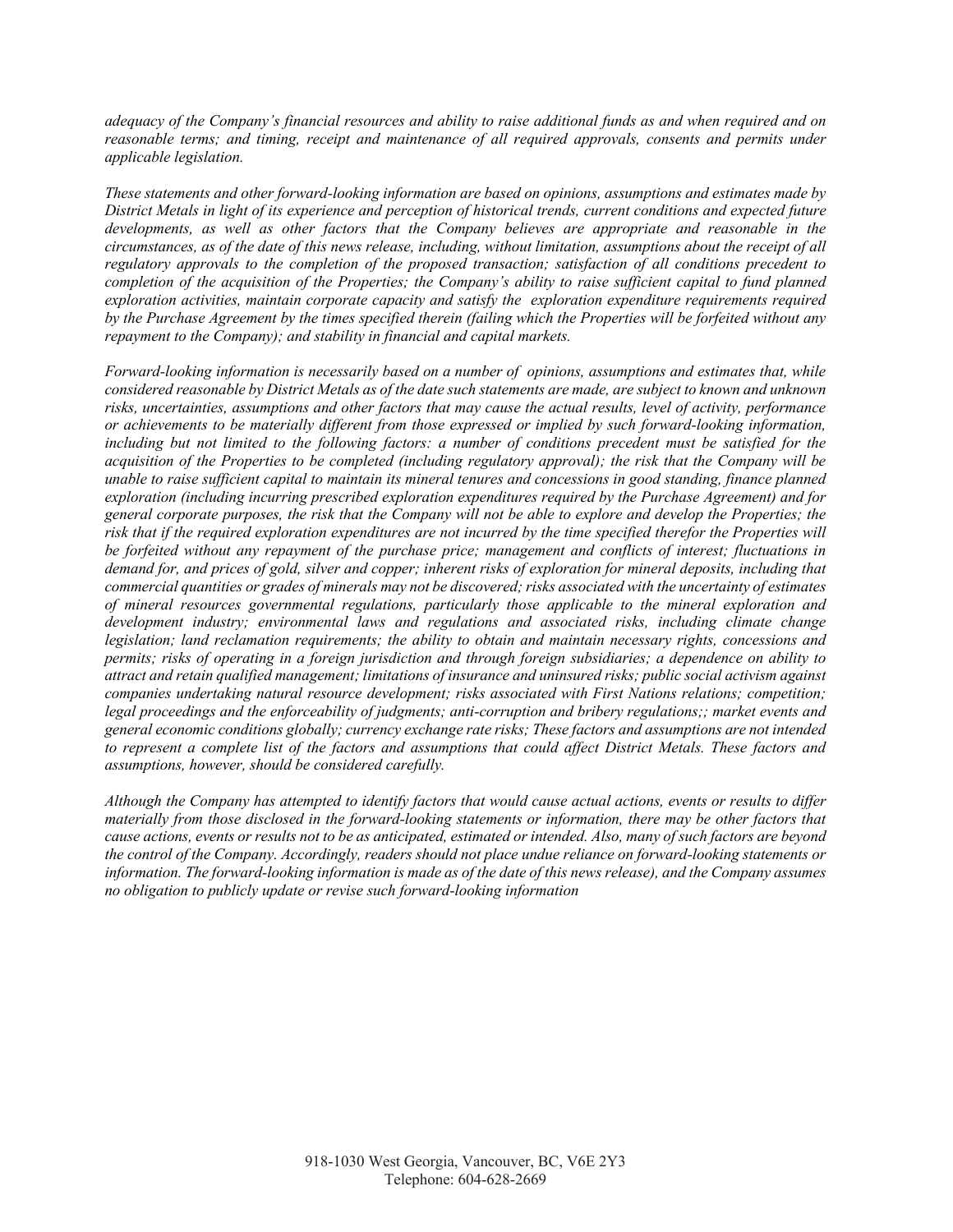*adequacy of the Company's financial resources and ability to raise additional funds as and when required and on reasonable terms; and timing, receipt and maintenance of all required approvals, consents and permits under applicable legislation.*

*These statements and other forward-looking information are based on opinions, assumptions and estimates made by District Metals in light of its experience and perception of historical trends, current conditions and expected future developments, as well as other factors that the Company believes are appropriate and reasonable in the circumstances, as of the date of this news release, including, without limitation, assumptions about the receipt of all regulatory approvals to the completion of the proposed transaction; satisfaction of all conditions precedent to completion of the acquisition of the Properties; the Company's ability to raise sufficient capital to fund planned exploration activities, maintain corporate capacity and satisfy the exploration expenditure requirements required by the Purchase Agreement by the times specified therein (failing which the Properties will be forfeited without any repayment to the Company); and stability in financial and capital markets.*

*Forward-looking information is necessarily based on a number of opinions, assumptions and estimates that, while considered reasonable by District Metals as of the date such statements are made, are subject to known and unknown risks, uncertainties, assumptions and other factors that may cause the actual results, level of activity, performance or achievements to be materially different from those expressed or implied by such forward-looking information, including but not limited to the following factors: a number of conditions precedent must be satisfied for the acquisition of the Properties to be completed (including regulatory approval); the risk that the Company will be unable to raise sufficient capital to maintain its mineral tenures and concessions in good standing, finance planned exploration (including incurring prescribed exploration expenditures required by the Purchase Agreement) and for general corporate purposes, the risk that the Company will not be able to explore and develop the Properties; the risk that if the required exploration expenditures are not incurred by the time specified therefor the Properties will be forfeited without any repayment of the purchase price; management and conflicts of interest; fluctuations in demand for, and prices of gold, silver and copper; inherent risks of exploration for mineral deposits, including that commercial quantities or grades of minerals may not be discovered; risks associated with the uncertainty of estimates of mineral resources governmental regulations, particularly those applicable to the mineral exploration and development industry; environmental laws and regulations and associated risks, including climate change legislation; land reclamation requirements; the ability to obtain and maintain necessary rights, concessions and permits; risks of operating in a foreign jurisdiction and through foreign subsidiaries; a dependence on ability to attract and retain qualified management; limitations of insurance and uninsured risks; public social activism against companies undertaking natural resource development; risks associated with First Nations relations; competition; legal proceedings and the enforceability of judgments; anti-corruption and bribery regulations;; market events and general economic conditions globally; currency exchange rate risks; These factors and assumptions are not intended to represent a complete list of the factors and assumptions that could affect District Metals. These factors and assumptions, however, should be considered carefully.*

*Although the Company has attempted to identify factors that would cause actual actions, events or results to differ materially from those disclosed in the forward-looking statements or information, there may be other factors that cause actions, events or results not to be as anticipated, estimated or intended. Also, many of such factors are beyond the control of the Company. Accordingly, readers should not place undue reliance on forward-looking statements or information. The forward-looking information is made as of the date of this news release), and the Company assumes no obligation to publicly update or revise such forward-looking information*

918-1030 West Georgia, Vancouver, BC, V6E 2Y3
Telephone: 604-628-2669